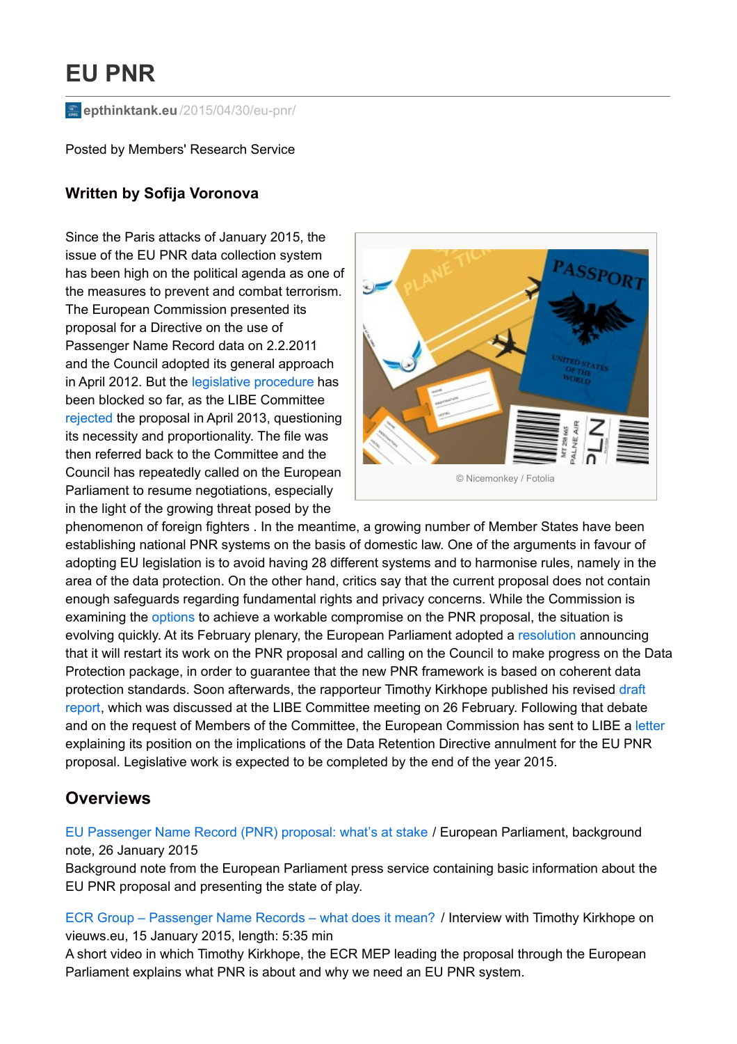# EU PNR

epthinktank.eu /2015/04/30/eu-pnr/

Posted by Members' Research Service

### Written by Sofija Voronova

Since the Paris attacks of January 2015, the issue of the EU PNR data collection system has been high on the political agenda as one of the measures to prevent and combat terrorism. The European Commission presented its proposal for a Directive on the use of Passenger Name Record data on 2.2.2011 and the Council adopted its general approach in April 2012. But the legislative procedure has been blocked so far, as the LIBE Committee rejected the proposal in April 2013, questioning its necessity and proportionality. The file was then referred back to the Committee and the Council has repeatedly called on the European Parliament to resume negotiations, especially in the light of the growing threat posed by the phenomenon of foreign fighters . In the meantime, a growing number of Member States have been establishing national PNR systems on the basis of domestic law. One of the arguments in favour of adopting EU legislation is to avoid having 28 different systems and to harmonise rules, namely in the area of the data protection. On the other hand, critics say that the current proposal does not contain enough safeguards regarding fundamental rights and privacy concerns. While the Commission is examining the options to achieve a workable compromise on the PNR proposal, the situation is evolving quickly. At its February plenary, the European Parliament adopted a resolution announcing that it will restart its work on the PNR proposal and calling on the Council to make progress on the Data Protection package, in order to guarantee that the new PNR framework is based on coherent data protection standards. Soon afterwards, the rapporteur Timothy Kirkhope published his revised draft report, which was discussed at the LIBE Committee meeting on 26 February. Following that debate and on the request of Members of the Committee, the European Commission has sent to LIBE a letter explaining its position on the implications of the Data Retention Directive annulment for the EU PNR proposal. Legislative work is expected to be completed by the end of the year 2015.

© Nicemonkey / Fotolia

## Overviews

EU Passenger Name Record (PNR) proposal: what's at stake / European Parliament, background note, 26 January 2015
Background note from the European Parliament press service containing basic information about the EU PNR proposal and presenting the state of play.

ECR Group – Passenger Name Records – what does it mean? / Interview with Timothy Kirkhope on vieuws.eu, 15 January 2015, length: 5:35 min
A short video in which Timothy Kirkhope, the ECR MEP leading the proposal through the European Parliament explains what PNR is about and why we need an EU PNR system.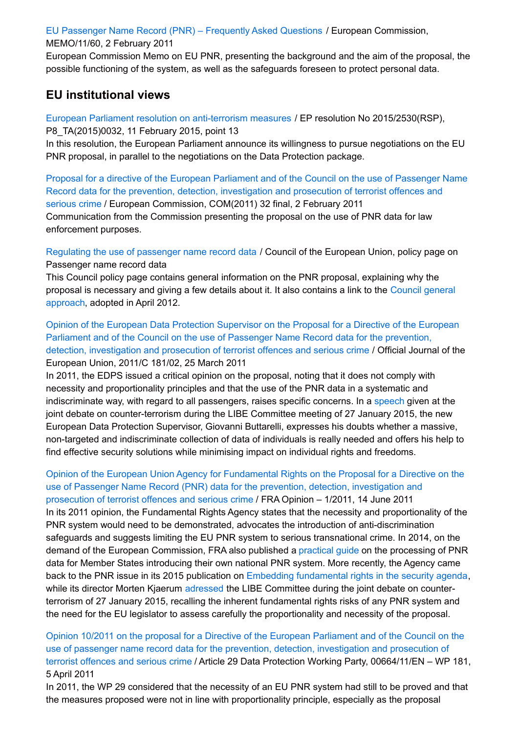EU Passenger Name Record (PNR) – Frequently Asked Questions / European Commission, MEMO/11/60, 2 February 2011
European Commission Memo on EU PNR, presenting the background and the aim of the proposal, the possible functioning of the system, as well as the safeguards foreseen to protect personal data.

## EU institutional views

European Parliament resolution on anti-terrorism measures / EP resolution No 2015/2530(RSP), P8_TA(2015)0032, 11 February 2015, point 13
In this resolution, the European Parliament announce its willingness to pursue negotiations on the EU PNR proposal, in parallel to the negotiations on the Data Protection package.

Proposal for a directive of the European Parliament and of the Council on the use of Passenger Name Record data for the prevention, detection, investigation and prosecution of terrorist offences and serious crime / European Commission, COM(2011) 32 final, 2 February 2011
Communication from the Commission presenting the proposal on the use of PNR data for law enforcement purposes.

Regulating the use of passenger name record data / Council of the European Union, policy page on Passenger name record data
This Council policy page contains general information on the PNR proposal, explaining why the proposal is necessary and giving a few details about it. It also contains a link to the Council general approach, adopted in April 2012.

Opinion of the European Data Protection Supervisor on the Proposal for a Directive of the European Parliament and of the Council on the use of Passenger Name Record data for the prevention, detection, investigation and prosecution of terrorist offences and serious crime / Official Journal of the European Union, 2011/C 181/02, 25 March 2011
In 2011, the EDPS issued a critical opinion on the proposal, noting that it does not comply with necessity and proportionality principles and that the use of the PNR data in a systematic and indiscriminate way, with regard to all passengers, raises specific concerns. In a speech given at the joint debate on counter-terrorism during the LIBE Committee meeting of 27 January 2015, the new European Data Protection Supervisor, Giovanni Buttarelli, expresses his doubts whether a massive, non-targeted and indiscriminate collection of data of individuals is really needed and offers his help to find effective security solutions while minimising impact on individual rights and freedoms.

Opinion of the European Union Agency for Fundamental Rights on the Proposal for a Directive on the use of Passenger Name Record (PNR) data for the prevention, detection, investigation and prosecution of terrorist offences and serious crime / FRA Opinion – 1/2011, 14 June 2011
In its 2011 opinion, the Fundamental Rights Agency states that the necessity and proportionality of the PNR system would need to be demonstrated, advocates the introduction of anti-discrimination safeguards and suggests limiting the EU PNR system to serious transnational crime. In 2014, on the demand of the European Commission, FRA also published a practical guide on the processing of PNR data for Member States introducing their own national PNR system. More recently, the Agency came back to the PNR issue in its 2015 publication on Embedding fundamental rights in the security agenda, while its director Morten Kjaerum adressed the LIBE Committee during the joint debate on counter-terrorism of 27 January 2015, recalling the inherent fundamental rights risks of any PNR system and the need for the EU legislator to assess carefully the proportionality and necessity of the proposal.

Opinion 10/2011 on the proposal for a Directive of the European Parliament and of the Council on the use of passenger name record data for the prevention, detection, investigation and prosecution of terrorist offences and serious crime / Article 29 Data Protection Working Party, 00664/11/EN – WP 181, 5 April 2011
In 2011, the WP 29 considered that the necessity of an EU PNR system had still to be proved and that the measures proposed were not in line with proportionality principle, especially as the proposal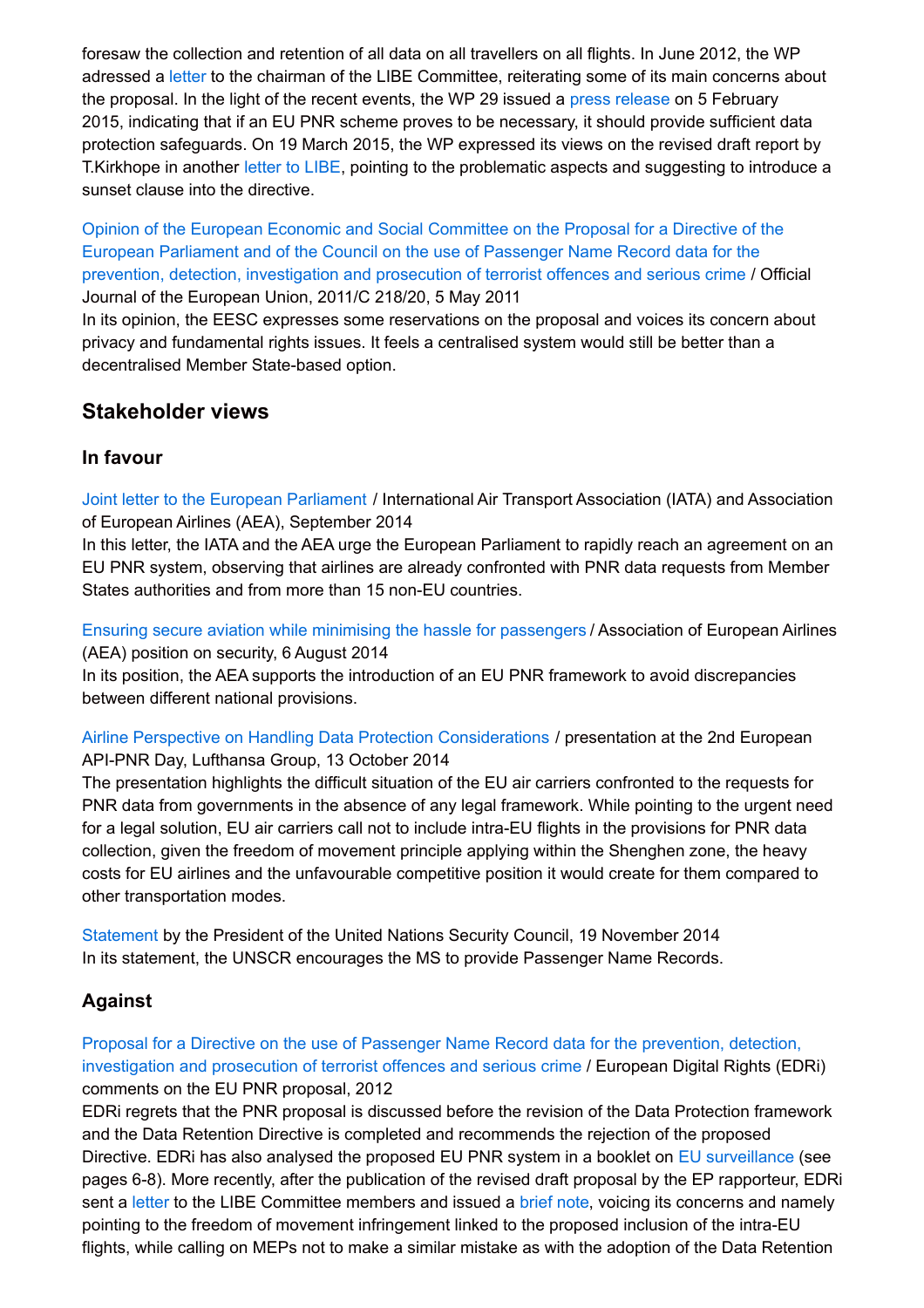foresaw the collection and retention of all data on all travellers on all flights. In June 2012, the WP adressed a letter to the chairman of the LIBE Committee, reiterating some of its main concerns about the proposal. In the light of the recent events, the WP 29 issued a press release on 5 February 2015, indicating that if an EU PNR scheme proves to be necessary, it should provide sufficient data protection safeguards. On 19 March 2015, the WP expressed its views on the revised draft report by T.Kirkhope in another letter to LIBE, pointing to the problematic aspects and suggesting to introduce a sunset clause into the directive.

Opinion of the European Economic and Social Committee on the Proposal for a Directive of the European Parliament and of the Council on the use of Passenger Name Record data for the prevention, detection, investigation and prosecution of terrorist offences and serious crime / Official Journal of the European Union, 2011/C 218/20, 5 May 2011
In its opinion, the EESC expresses some reservations on the proposal and voices its concern about privacy and fundamental rights issues. It feels a centralised system would still be better than a decentralised Member State-based option.

## Stakeholder views

### In favour

Joint letter to the European Parliament / International Air Transport Association (IATA) and Association of European Airlines (AEA), September 2014
In this letter, the IATA and the AEA urge the European Parliament to rapidly reach an agreement on an EU PNR system, observing that airlines are already confronted with PNR data requests from Member States authorities and from more than 15 non-EU countries.

Ensuring secure aviation while minimising the hassle for passengers / Association of European Airlines (AEA) position on security, 6 August 2014
In its position, the AEA supports the introduction of an EU PNR framework to avoid discrepancies between different national provisions.

Airline Perspective on Handling Data Protection Considerations / presentation at the 2nd European API-PNR Day, Lufthansa Group, 13 October 2014
The presentation highlights the difficult situation of the EU air carriers confronted to the requests for PNR data from governments in the absence of any legal framework. While pointing to the urgent need for a legal solution, EU air carriers call not to include intra-EU flights in the provisions for PNR data collection, given the freedom of movement principle applying within the Shenghen zone, the heavy costs for EU airlines and the unfavourable competitive position it would create for them compared to other transportation modes.

Statement by the President of the United Nations Security Council, 19 November 2014
In its statement, the UNSCR encourages the MS to provide Passenger Name Records.

### Against

Proposal for a Directive on the use of Passenger Name Record data for the prevention, detection, investigation and prosecution of terrorist offences and serious crime / European Digital Rights (EDRi) comments on the EU PNR proposal, 2012
EDRi regrets that the PNR proposal is discussed before the revision of the Data Protection framework and the Data Retention Directive is completed and recommends the rejection of the proposed Directive. EDRi has also analysed the proposed EU PNR system in a booklet on EU surveillance (see pages 6-8). More recently, after the publication of the revised draft proposal by the EP rapporteur, EDRi sent a letter to the LIBE Committee members and issued a brief note, voicing its concerns and namely pointing to the freedom of movement infringement linked to the proposed inclusion of the intra-EU flights, while calling on MEPs not to make a similar mistake as with the adoption of the Data Retention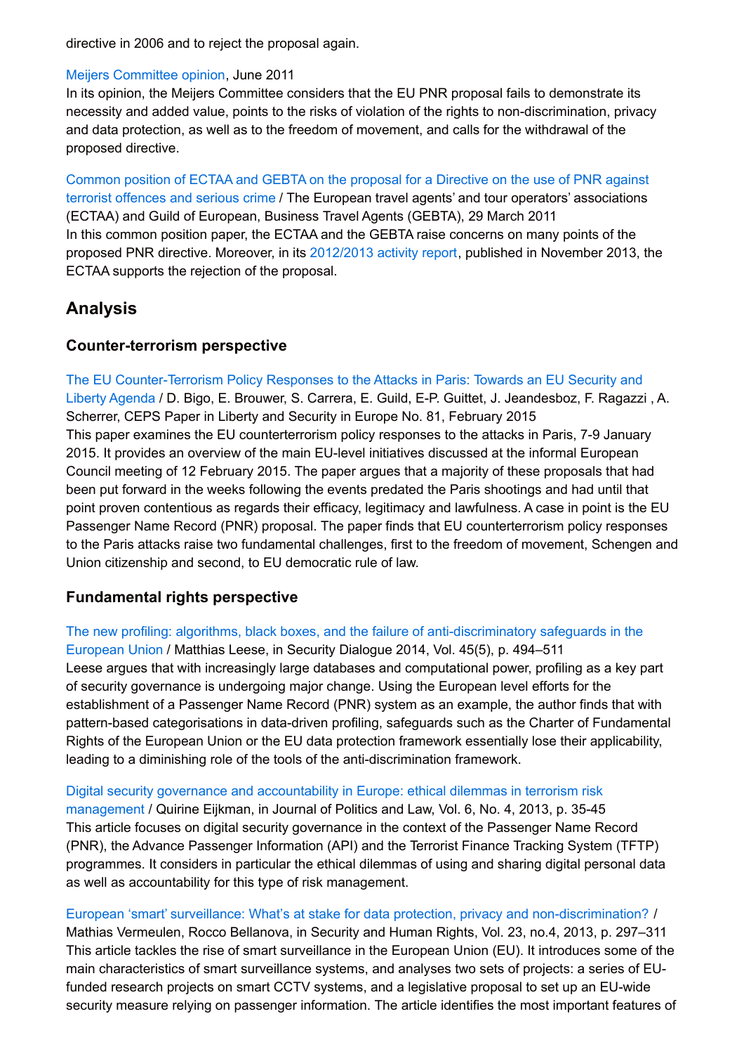directive in 2006 and to reject the proposal again.

Meijers Committee opinion, June 2011
In its opinion, the Meijers Committee considers that the EU PNR proposal fails to demonstrate its necessity and added value, points to the risks of violation of the rights to non-discrimination, privacy and data protection, as well as to the freedom of movement, and calls for the withdrawal of the proposed directive.

Common position of ECTAA and GEBTA on the proposal for a Directive on the use of PNR against terrorist offences and serious crime / The European travel agents' and tour operators' associations (ECTAA) and Guild of European, Business Travel Agents (GEBTA), 29 March 2011
In this common position paper, the ECTAA and the GEBTA raise concerns on many points of the proposed PNR directive. Moreover, in its 2012/2013 activity report, published in November 2013, the ECTAA supports the rejection of the proposal.

## Analysis

### Counter-terrorism perspective

The EU Counter-Terrorism Policy Responses to the Attacks in Paris: Towards an EU Security and Liberty Agenda / D. Bigo, E. Brouwer, S. Carrera, E. Guild, E-P. Guittet, J. Jeandesboz, F. Ragazzi , A. Scherrer, CEPS Paper in Liberty and Security in Europe No. 81, February 2015
This paper examines the EU counterterrorism policy responses to the attacks in Paris, 7-9 January 2015. It provides an overview of the main EU-level initiatives discussed at the informal European Council meeting of 12 February 2015. The paper argues that a majority of these proposals that had been put forward in the weeks following the events predated the Paris shootings and had until that point proven contentious as regards their efficacy, legitimacy and lawfulness. A case in point is the EU Passenger Name Record (PNR) proposal. The paper finds that EU counterterrorism policy responses to the Paris attacks raise two fundamental challenges, first to the freedom of movement, Schengen and Union citizenship and second, to EU democratic rule of law.

### Fundamental rights perspective

The new profiling: algorithms, black boxes, and the failure of anti-discriminatory safeguards in the European Union / Matthias Leese, in Security Dialogue 2014, Vol. 45(5), p. 494–511
Leese argues that with increasingly large databases and computational power, profiling as a key part of security governance is undergoing major change. Using the European level efforts for the establishment of a Passenger Name Record (PNR) system as an example, the author finds that with pattern-based categorisations in data-driven profiling, safeguards such as the Charter of Fundamental Rights of the European Union or the EU data protection framework essentially lose their applicability, leading to a diminishing role of the tools of the anti-discrimination framework.

Digital security governance and accountability in Europe: ethical dilemmas in terrorism risk management / Quirine Eijkman, in Journal of Politics and Law, Vol. 6, No. 4, 2013, p. 35-45
This article focuses on digital security governance in the context of the Passenger Name Record (PNR), the Advance Passenger Information (API) and the Terrorist Finance Tracking System (TFTP) programmes. It considers in particular the ethical dilemmas of using and sharing digital personal data as well as accountability for this type of risk management.

European 'smart' surveillance: What's at stake for data protection, privacy and non-discrimination? / Mathias Vermeulen, Rocco Bellanova, in Security and Human Rights, Vol. 23, no.4, 2013, p. 297–311
This article tackles the rise of smart surveillance in the European Union (EU). It introduces some of the main characteristics of smart surveillance systems, and analyses two sets of projects: a series of EU-funded research projects on smart CCTV systems, and a legislative proposal to set up an EU-wide security measure relying on passenger information. The article identifies the most important features of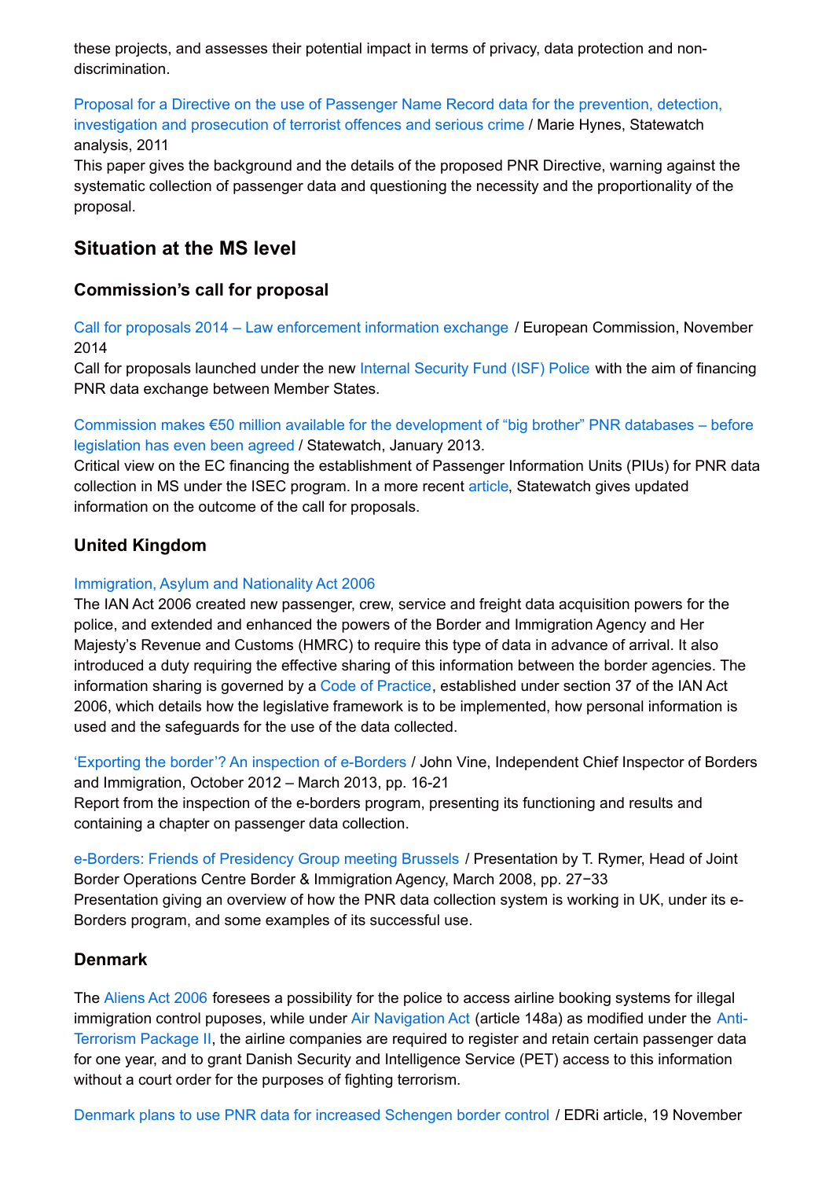these projects, and assesses their potential impact in terms of privacy, data protection and non-discrimination.

Proposal for a Directive on the use of Passenger Name Record data for the prevention, detection, investigation and prosecution of terrorist offences and serious crime / Marie Hynes, Statewatch analysis, 2011
This paper gives the background and the details of the proposed PNR Directive, warning against the systematic collection of passenger data and questioning the necessity and the proportionality of the proposal.

## Situation at the MS level

### Commission's call for proposal

Call for proposals 2014 – Law enforcement information exchange / European Commission, November 2014
Call for proposals launched under the new Internal Security Fund (ISF) Police with the aim of financing PNR data exchange between Member States.

Commission makes €50 million available for the development of "big brother" PNR databases – before legislation has even been agreed / Statewatch, January 2013.
Critical view on the EC financing the establishment of Passenger Information Units (PIUs) for PNR data collection in MS under the ISEC program. In a more recent article, Statewatch gives updated information on the outcome of the call for proposals.

### United Kingdom

Immigration, Asylum and Nationality Act 2006
The IAN Act 2006 created new passenger, crew, service and freight data acquisition powers for the police, and extended and enhanced the powers of the Border and Immigration Agency and Her Majesty's Revenue and Customs (HMRC) to require this type of data in advance of arrival. It also introduced a duty requiring the effective sharing of this information between the border agencies. The information sharing is governed by a Code of Practice, established under section 37 of the IAN Act 2006, which details how the legislative framework is to be implemented, how personal information is used and the safeguards for the use of the data collected.

'Exporting the border'? An inspection of e-Borders / John Vine, Independent Chief Inspector of Borders and Immigration, October 2012 – March 2013, pp. 16-21
Report from the inspection of the e-borders program, presenting its functioning and results and containing a chapter on passenger data collection.

e-Borders: Friends of Presidency Group meeting Brussels / Presentation by T. Rymer, Head of Joint Border Operations Centre Border & Immigration Agency, March 2008, pp. 27−33
Presentation giving an overview of how the PNR data collection system is working in UK, under its e-Borders program, and some examples of its successful use.

### Denmark

The Aliens Act 2006 foresees a possibility for the police to access airline booking systems for illegal immigration control puposes, while under Air Navigation Act (article 148a) as modified under the Anti-Terrorism Package II, the airline companies are required to register and retain certain passenger data for one year, and to grant Danish Security and Intelligence Service (PET) access to this information without a court order for the purposes of fighting terrorism.

Denmark plans to use PNR data for increased Schengen border control / EDRi article, 19 November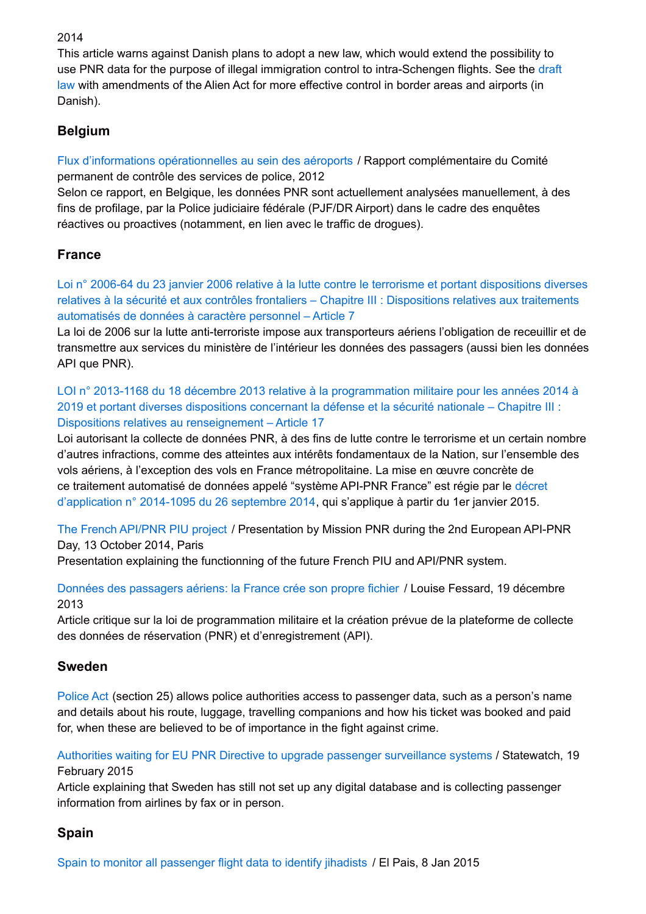2014
This article warns against Danish plans to adopt a new law, which would extend the possibility to use PNR data for the purpose of illegal immigration control to intra-Schengen flights. See the draft law with amendments of the Alien Act for more effective control in border areas and airports (in Danish).

## Belgium

Flux d'informations opérationnelles au sein des aéroports / Rapport complémentaire du Comité permanent de contrôle des services de police, 2012
Selon ce rapport, en Belgique, les données PNR sont actuellement analysées manuellement, à des fins de profilage, par la Police judiciaire fédérale (PJF/DR Airport) dans le cadre des enquêtes réactives ou proactives (notamment, en lien avec le traffic de drogues).

## France

Loi n° 2006-64 du 23 janvier 2006 relative à la lutte contre le terrorisme et portant dispositions diverses relatives à la sécurité et aux contrôles frontaliers – Chapitre III : Dispositions relatives aux traitements automatisés de données à caractère personnel – Article 7
La loi de 2006 sur la lutte anti-terroriste impose aux transporteurs aériens l'obligation de receuillir et de transmettre aux services du ministère de l'intérieur les données des passagers (aussi bien les données API que PNR).

LOI n° 2013-1168 du 18 décembre 2013 relative à la programmation militaire pour les années 2014 à 2019 et portant diverses dispositions concernant la défense et la sécurité nationale – Chapitre III : Dispositions relatives au renseignement – Article 17
Loi autorisant la collecte de données PNR, à des fins de lutte contre le terrorisme et un certain nombre d'autres infractions, comme des atteintes aux intérêts fondamentaux de la Nation, sur l'ensemble des vols aériens, à l'exception des vols en France métropolitaine. La mise en œuvre concrète de ce traitement automatisé de données appelé "système API-PNR France" est régie par le décret d'application n° 2014-1095 du 26 septembre 2014, qui s'applique à partir du 1er janvier 2015.

The French API/PNR PIU project / Presentation by Mission PNR during the 2nd European API-PNR Day, 13 October 2014, Paris
Presentation explaining the functionning of the future French PIU and API/PNR system.

Données des passagers aériens: la France crée son propre fichier / Louise Fessard, 19 décembre 2013
Article critique sur la loi de programmation militaire et la création prévue de la plateforme de collecte des données de réservation (PNR) et d'enregistrement (API).

## Sweden

Police Act (section 25) allows police authorities access to passenger data, such as a person's name and details about his route, luggage, travelling companions and how his ticket was booked and paid for, when these are believed to be of importance in the fight against crime.

Authorities waiting for EU PNR Directive to upgrade passenger surveillance systems / Statewatch, 19 February 2015
Article explaining that Sweden has still not set up any digital database and is collecting passenger information from airlines by fax or in person.

## Spain

Spain to monitor all passenger flight data to identify jihadists / El Pais, 8 Jan 2015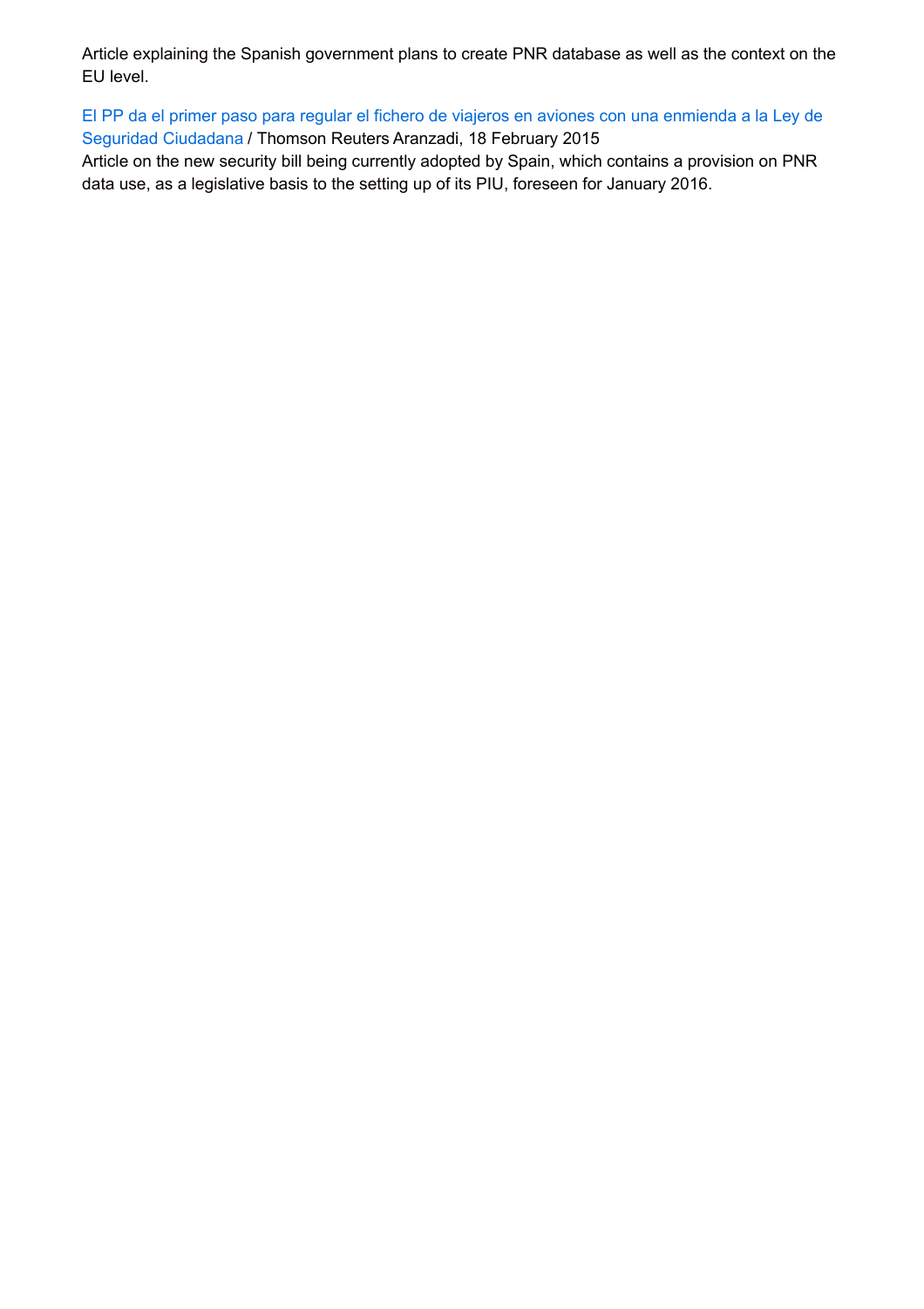Article explaining the Spanish government plans to create PNR database as well as the context on the EU level.

El PP da el primer paso para regular el fichero de viajeros en aviones con una enmienda a la Ley de Seguridad Ciudadana / Thomson Reuters Aranzadi, 18 February 2015
Article on the new security bill being currently adopted by Spain, which contains a provision on PNR data use, as a legislative basis to the setting up of its PIU, foreseen for January 2016.